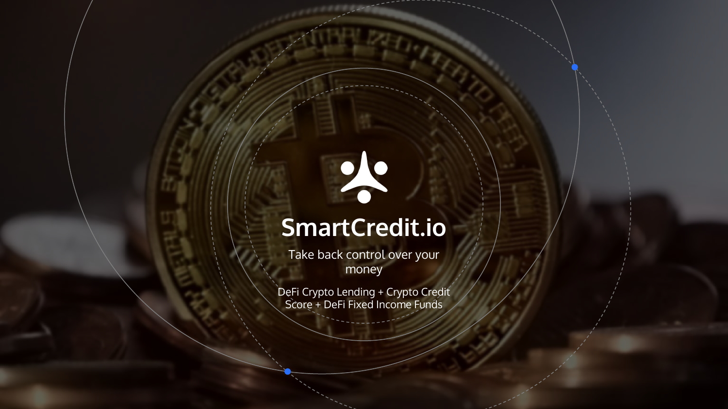# SmartCredit.io

Take back control over your money

DeFi Crypto Lending + Crypto Credit Score + DeFi Fixed Income Funds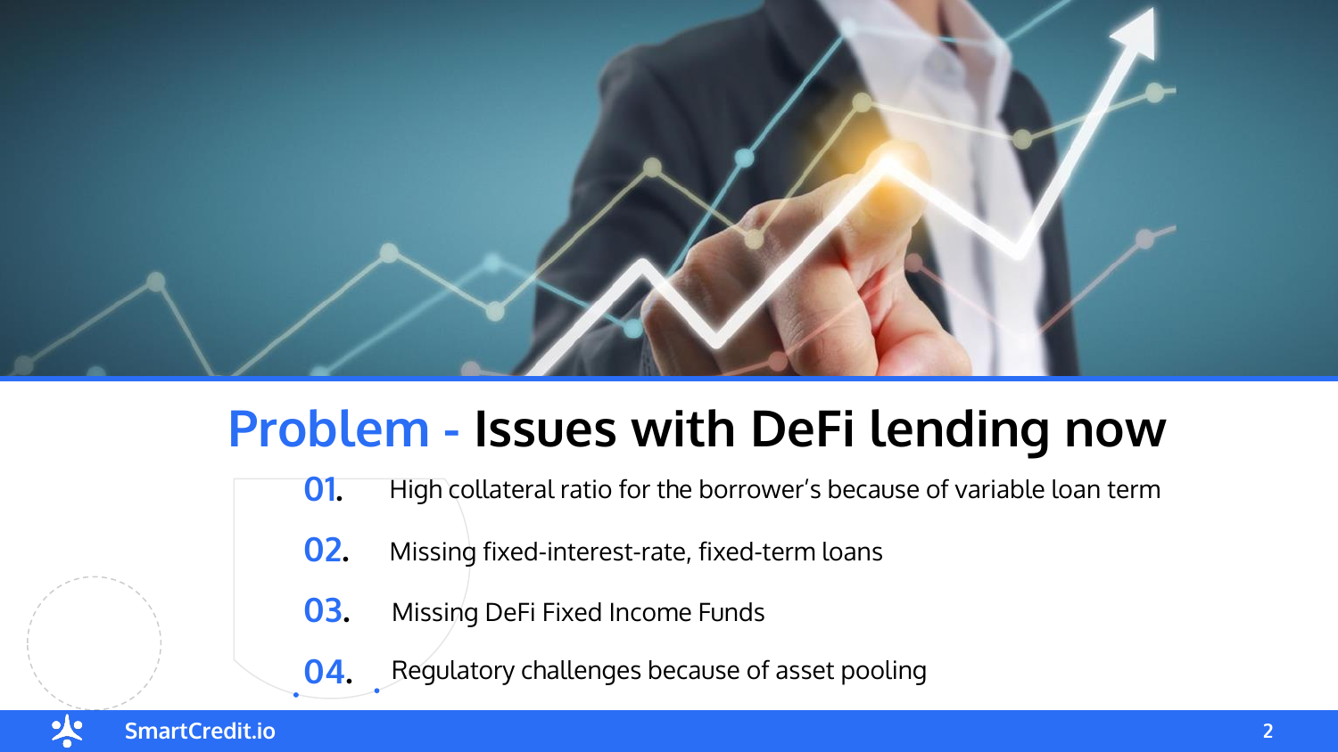# Problem - Issues with DeFi lending now

01. High collateral ratio for the borrower's because of variable loan term

02. Missing fixed-interest-rate, fixed-term loans

03. Missing DeFi Fixed Income Funds

04. Regulatory challenges because of asset pooling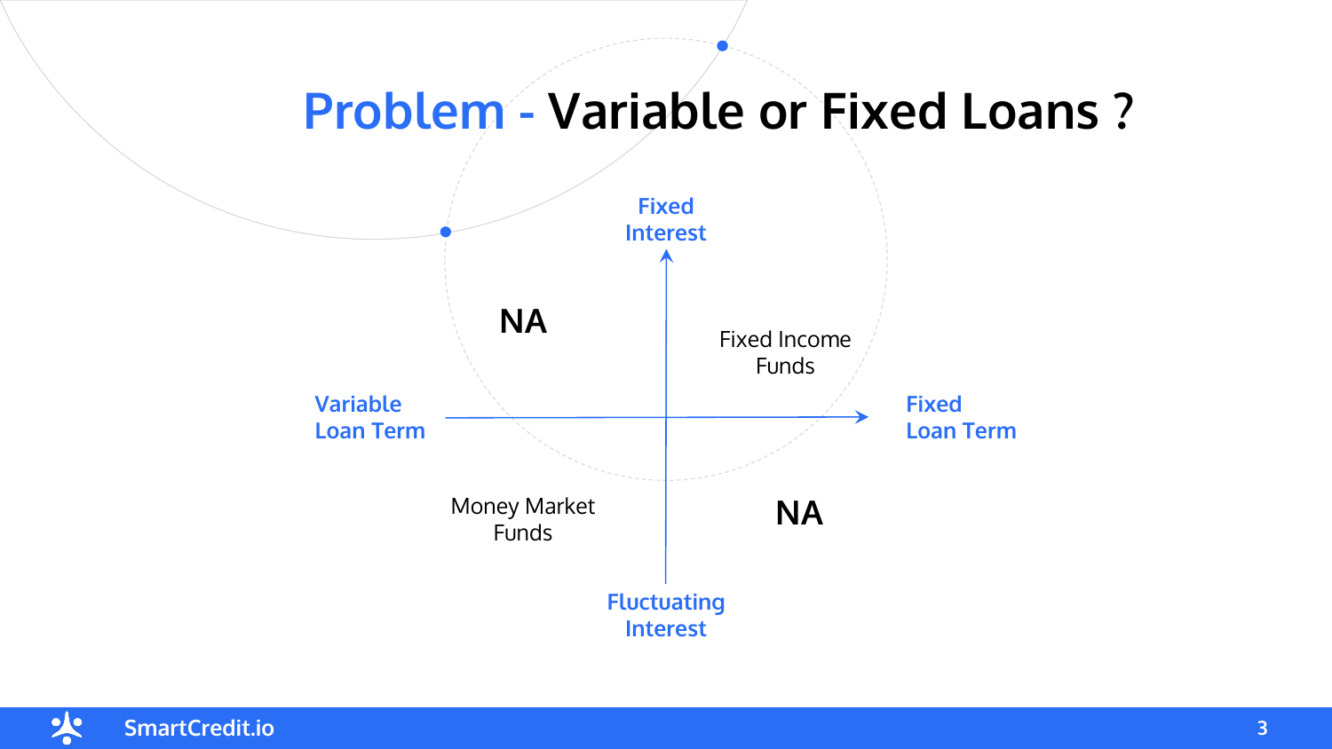# Problem - Variable or Fixed Loans ?

| | Variable Loan Term | Fixed Loan Term |
|---|---|---|
| **Fixed Interest** | NA | Fixed Income Funds |
| **Fluctuating Interest** | Money Market Funds | NA |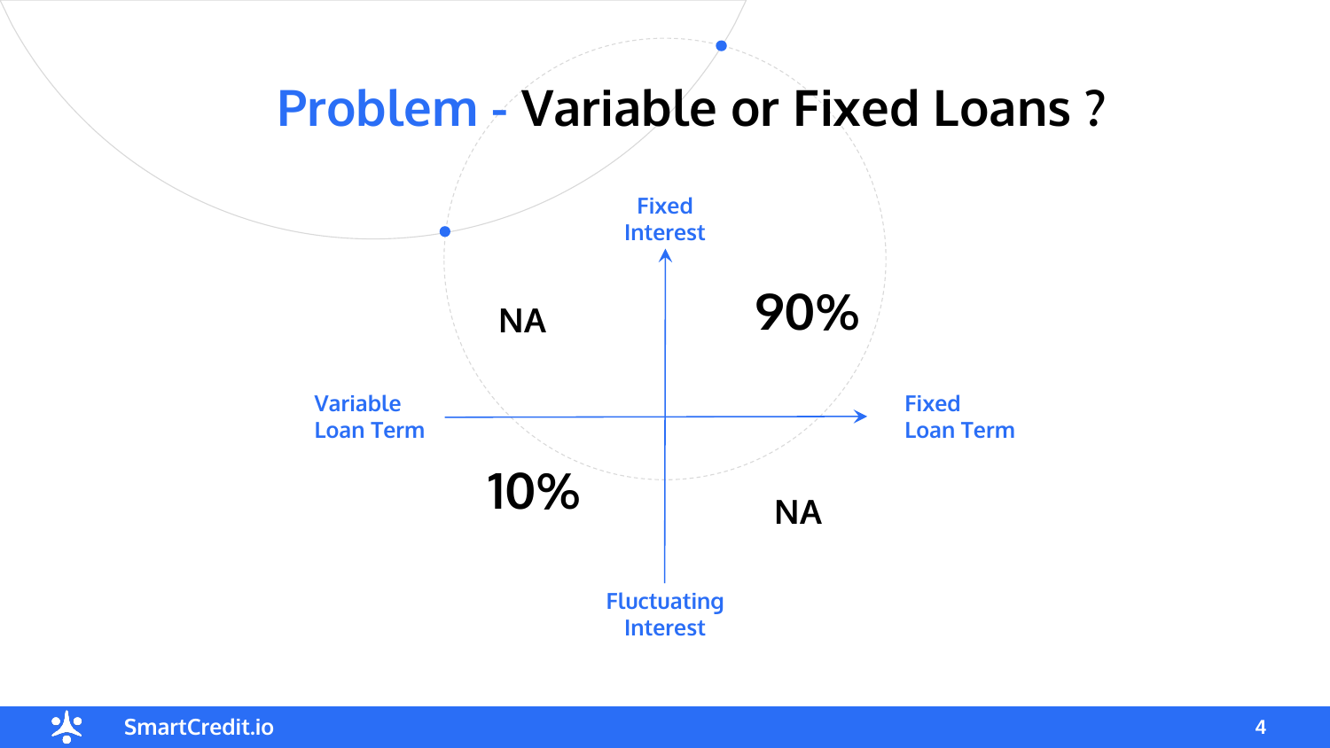# Problem - Variable or Fixed Loans ?

Fixed Interest

NA

90%

Variable Loan Term

Fixed Loan Term

10%

NA

Fluctuating Interest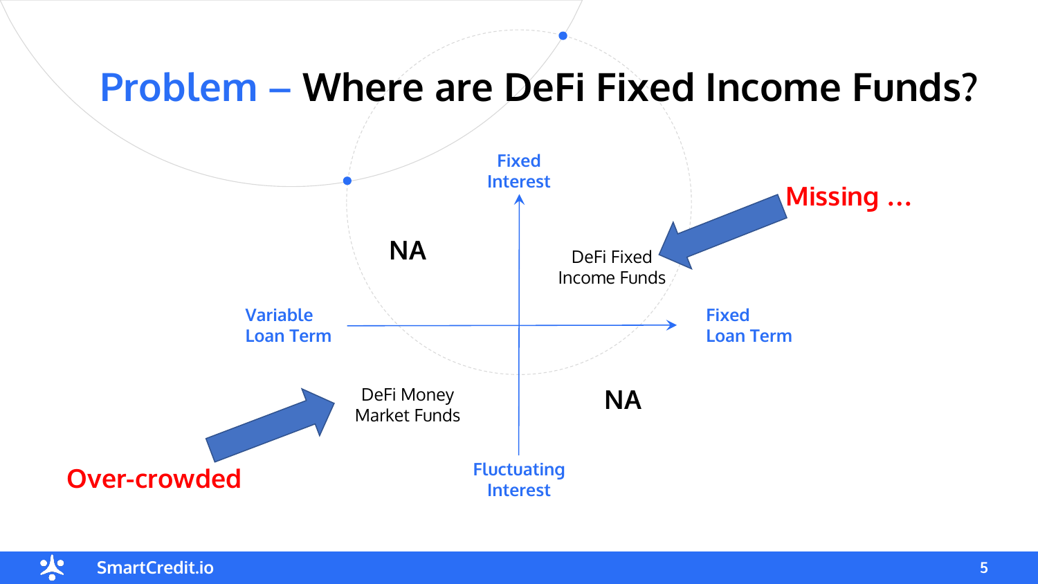# Problem – Where are DeFi Fixed Income Funds?

Fixed Interest

NA

DeFi Fixed Income Funds

Missing …

Variable Loan Term

Fixed Loan Term

DeFi Money Market Funds

NA

Over-crowded

Fluctuating Interest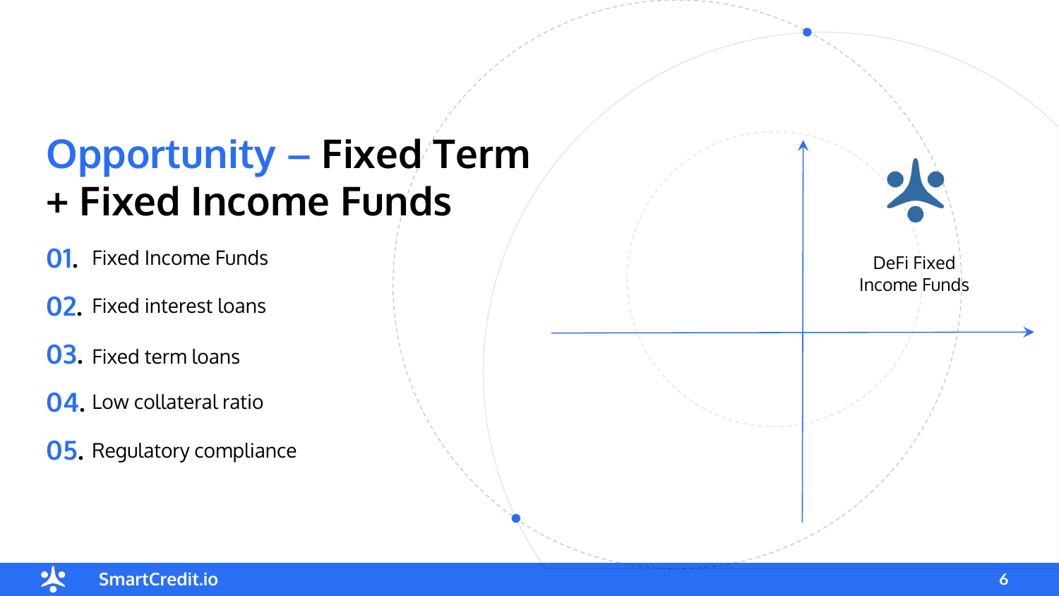# Opportunity – Fixed Term + Fixed Income Funds

01. Fixed Income Funds
02. Fixed interest loans
03. Fixed term loans
04. Low collateral ratio
05. Regulatory compliance

DeFi Fixed Income Funds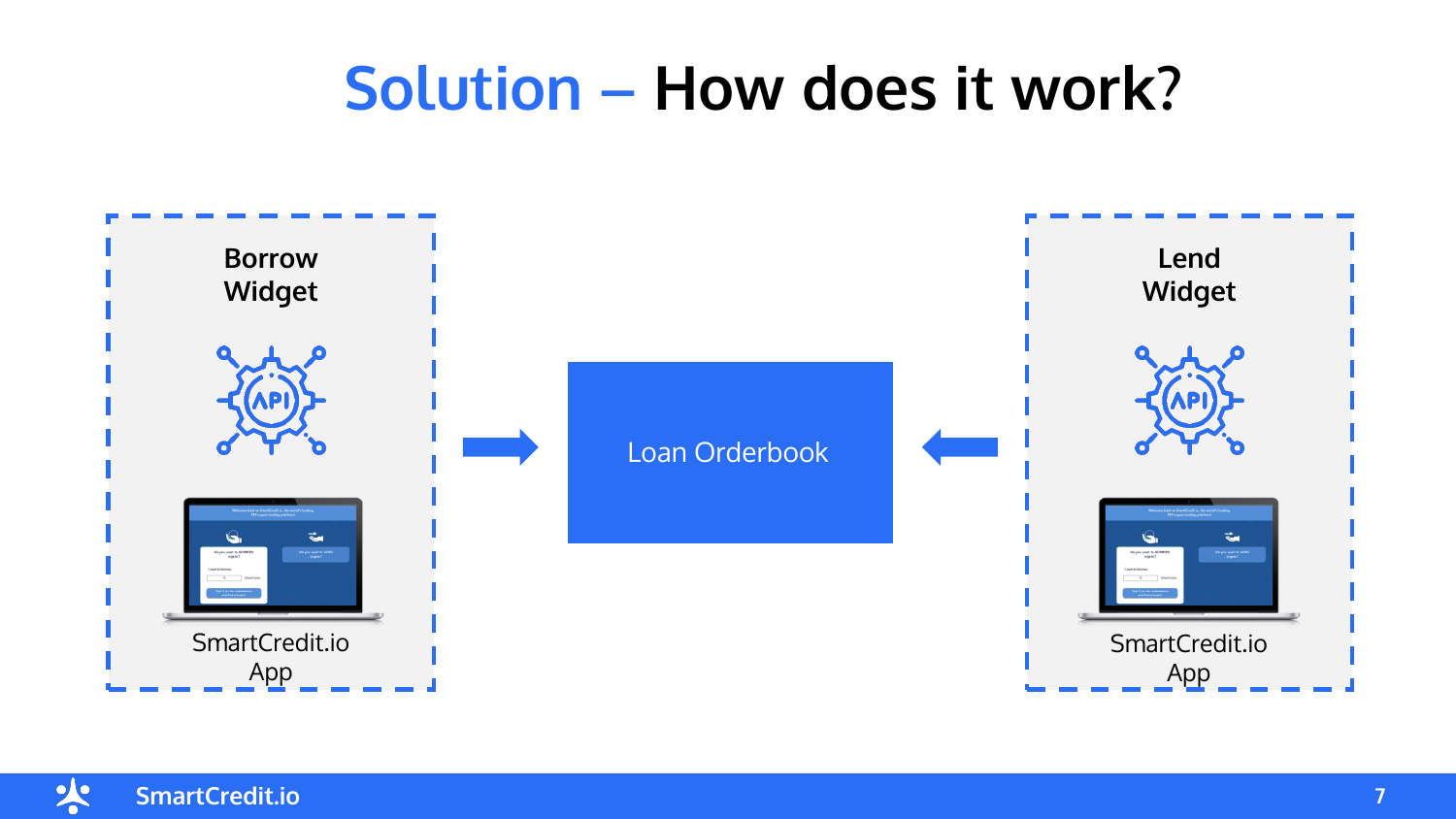# Solution – How does it work?

**Borrow Widget**

SmartCredit.io App

Loan Orderbook

**Lend Widget**

SmartCredit.io App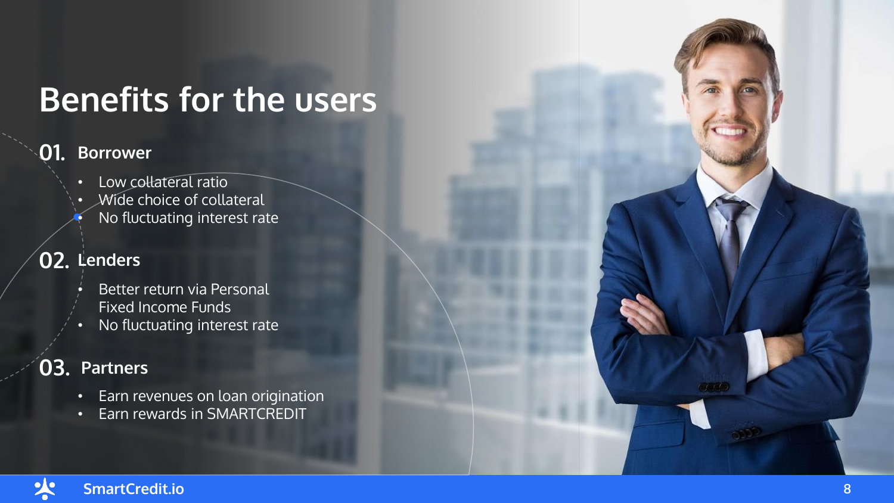# Benefits for the users

## 01. Borrower

- Low collateral ratio
- Wide choice of collateral
- No fluctuating interest rate

## 02. Lenders

- Better return via Personal Fixed Income Funds
- No fluctuating interest rate

## 03. Partners

- Earn revenues on loan origination
- Earn rewards in SMARTCREDIT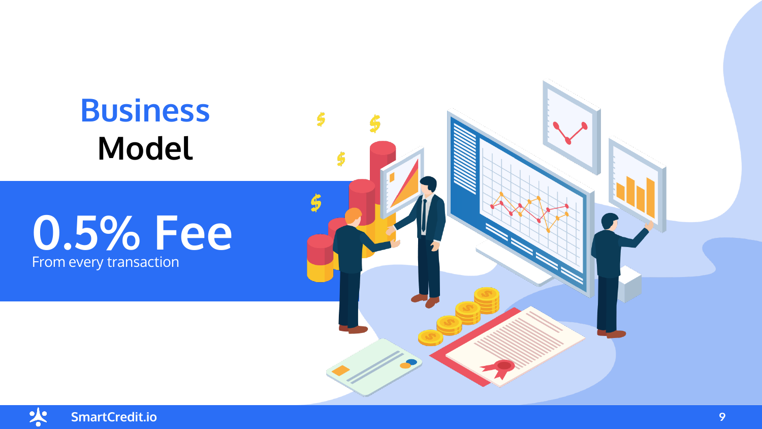# Business Model

## 0.5% Fee

From every transaction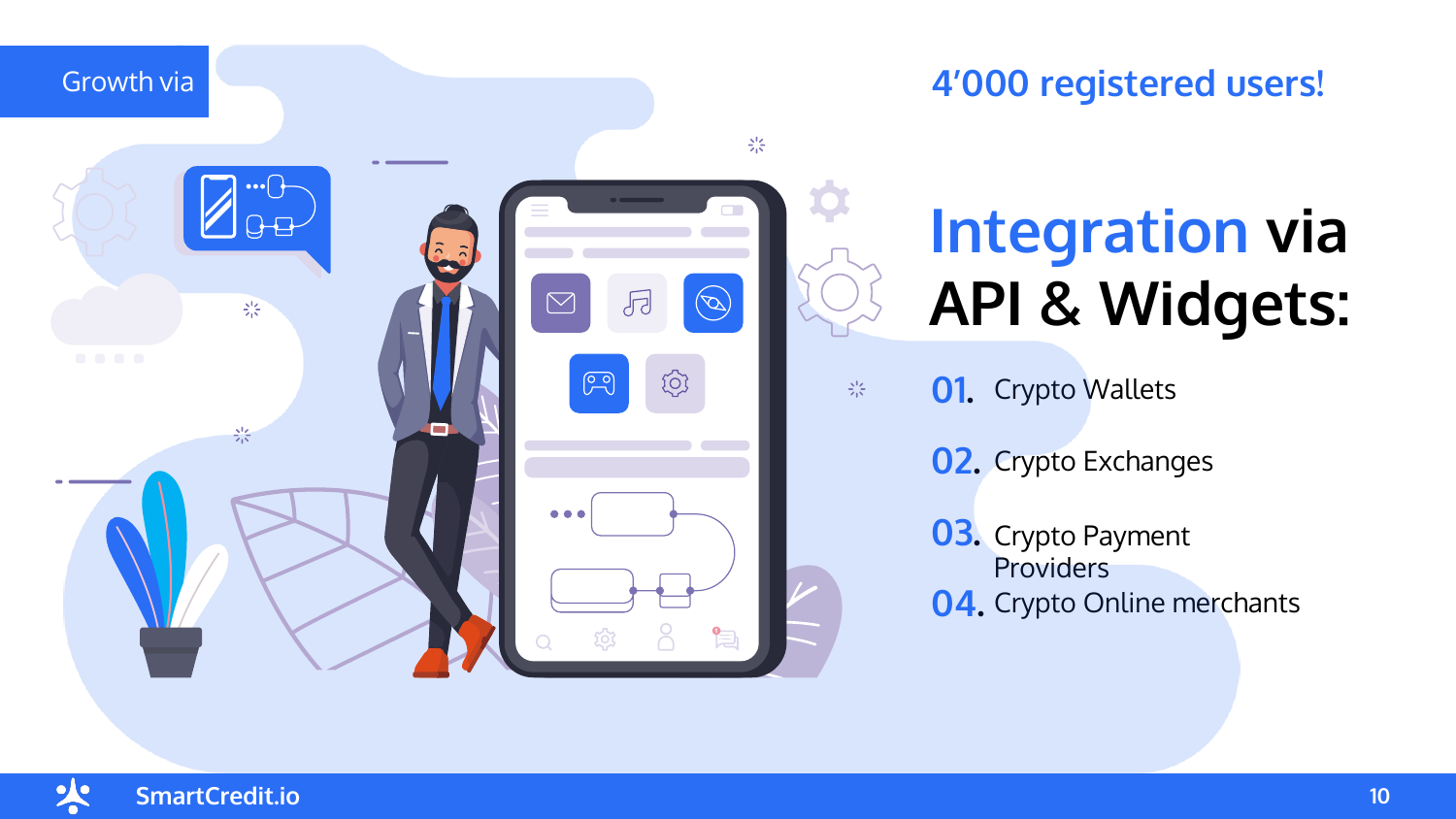Growth via

## 4'000 registered users!

# Integration via API & Widgets:

01. Crypto Wallets
02. Crypto Exchanges
03. Crypto Payment Providers
04. Crypto Online merchants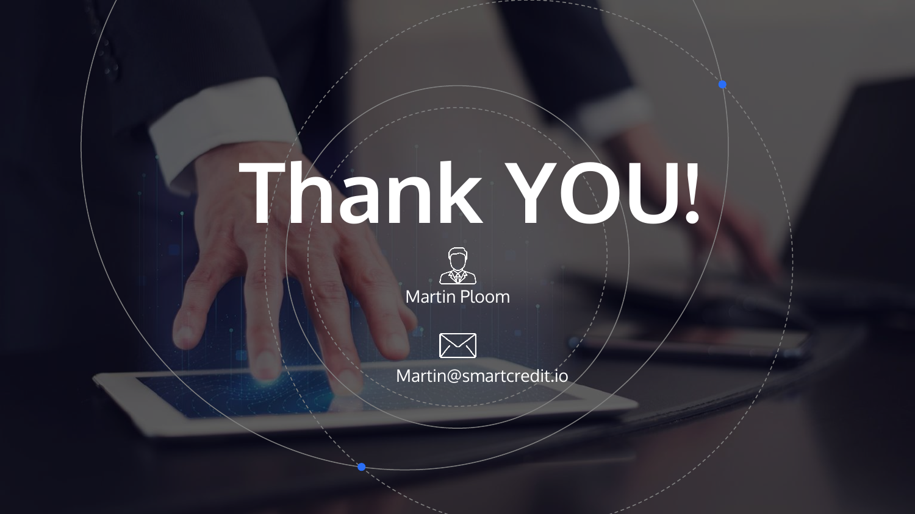# Thank YOU!

Martin Ploom

Martin@smartcredit.io